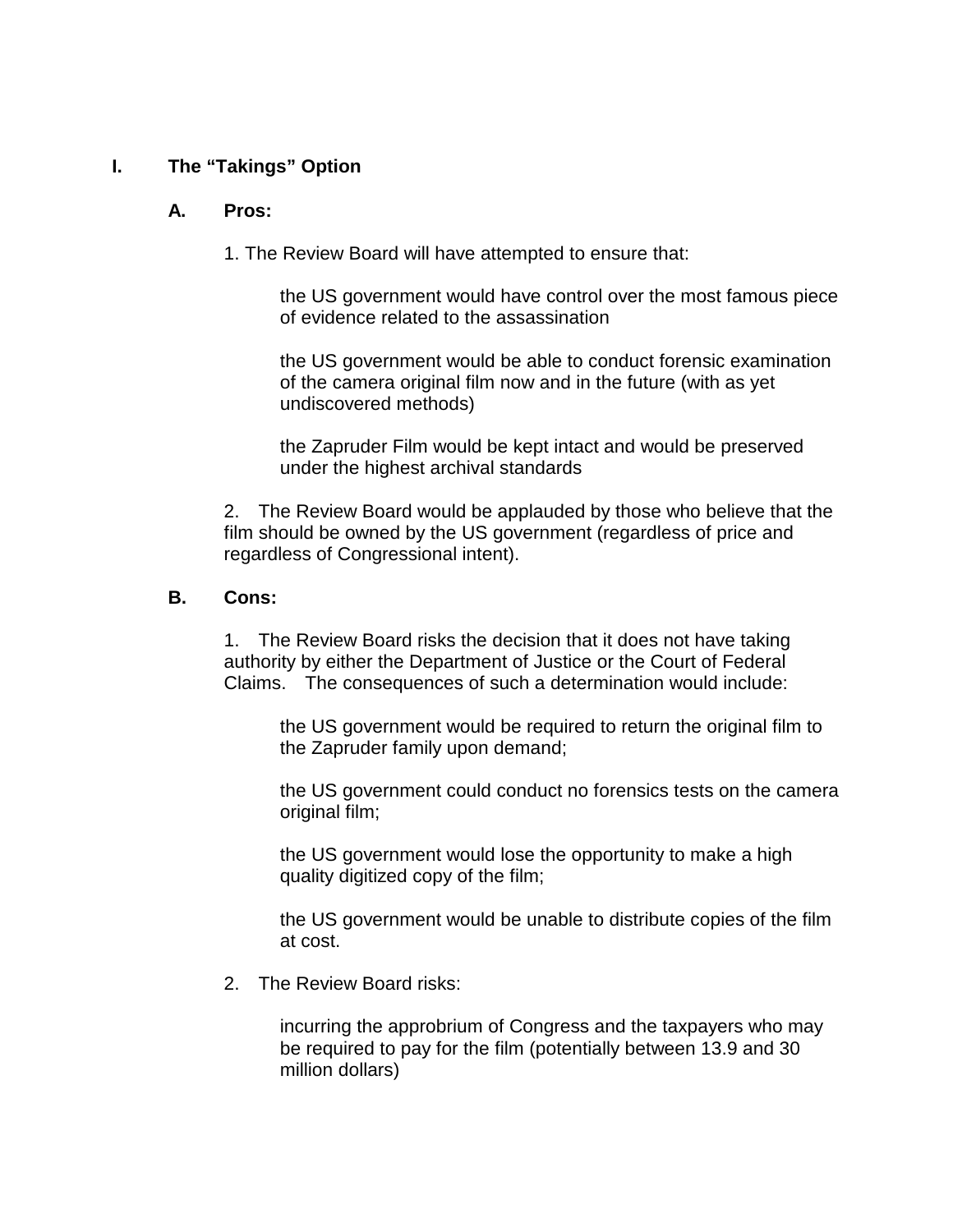# I. The "Takings" Option

## A. Pros:

1. The Review Board will have attempted to ensure that:

   the US government would have control over the most famous piece of evidence related to the assassination

   the US government would be able to conduct forensic examination of the camera original film now and in the future (with as yet undiscovered methods)

   the Zapruder Film would be kept intact and would be preserved under the highest archival standards

2. The Review Board would be applauded by those who believe that the film should be owned by the US government (regardless of price and regardless of Congressional intent).

## B. Cons:

1. The Review Board risks the decision that it does not have taking authority by either the Department of Justice or the Court of Federal Claims. The consequences of such a determination would include:

   the US government would be required to return the original film to the Zapruder family upon demand;

   the US government could conduct no forensics tests on the camera original film;

   the US government would lose the opportunity to make a high quality digitized copy of the film;

   the US government would be unable to distribute copies of the film at cost.

2. The Review Board risks:

   incurring the approbrium of Congress and the taxpayers who may be required to pay for the film (potentially between 13.9 and 30 million dollars)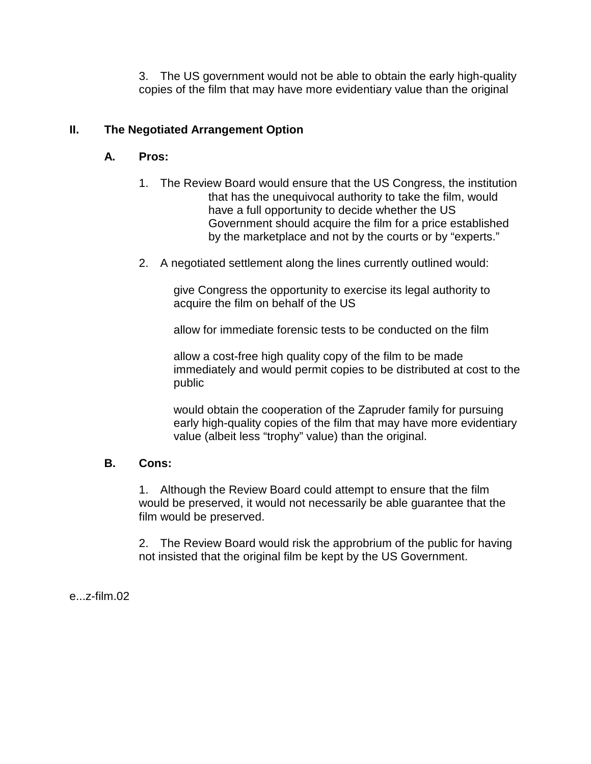3. The US government would not be able to obtain the early high-quality copies of the film that may have more evidentiary value than the original

## II. The Negotiated Arrangement Option

### A. Pros:

1. The Review Board would ensure that the US Congress, the institution that has the unequivocal authority to take the film, would have a full opportunity to decide whether the US Government should acquire the film for a price established by the marketplace and not by the courts or by "experts."

2. A negotiated settlement along the lines currently outlined would:

   give Congress the opportunity to exercise its legal authority to acquire the film on behalf of the US

   allow for immediate forensic tests to be conducted on the film

   allow a cost-free high quality copy of the film to be made immediately and would permit copies to be distributed at cost to the public

   would obtain the cooperation of the Zapruder family for pursuing early high-quality copies of the film that may have more evidentiary value (albeit less "trophy" value) than the original.

### B. Cons:

1. Although the Review Board could attempt to ensure that the film would be preserved, it would not necessarily be able guarantee that the film would be preserved.

2. The Review Board would risk the approbrium of the public for having not insisted that the original film be kept by the US Government.

e...z-film.02